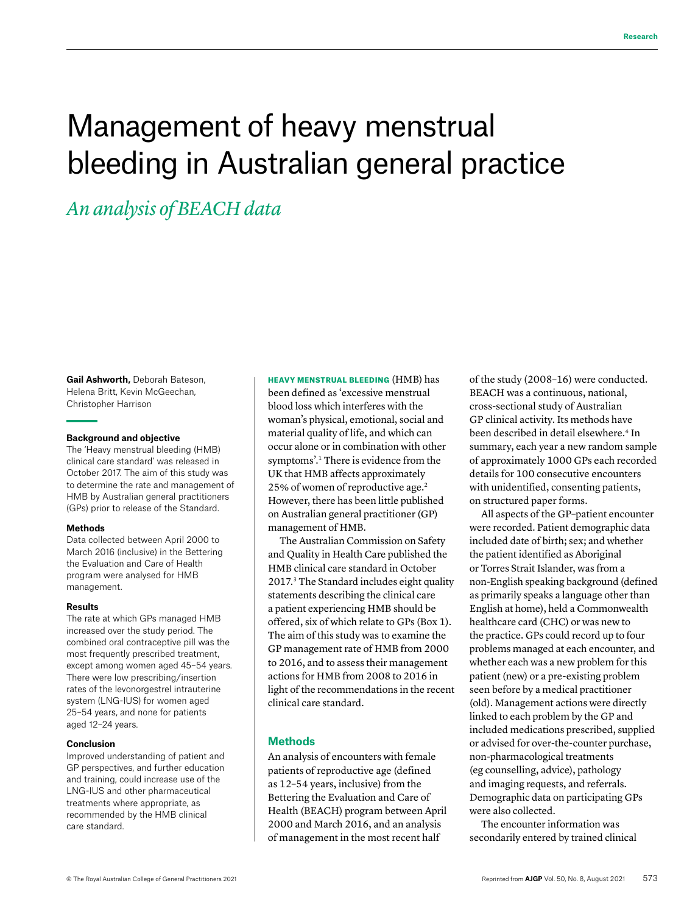# Management of heavy menstrual bleeding in Australian general practice

## *An analysis of BEACH data*

**Gail Ashworth,** Deborah Bateson, Helena Britt, Kevin McGeechan, Christopher Harrison

### Background and objective

The 'Heavy menstrual bleeding (HMB) clinical care standard' was released in October 2017. The aim of this study was to determine the rate and management of HMB by Australian general practitioners (GPs) prior to release of the Standard.

### Methods

Data collected between April 2000 to March 2016 (inclusive) in the Bettering the Evaluation and Care of Health program were analysed for HMB management.

### Results

The rate at which GPs managed HMB increased over the study period. The combined oral contraceptive pill was the most frequently prescribed treatment, except among women aged 45–54 years. There were low prescribing/insertion rates of the levonorgestrel intrauterine system (LNG-IUS) for women aged 25–54 years, and none for patients aged 12–24 years.

### Conclusion

Improved understanding of patient and GP perspectives, and further education and training, could increase use of the LNG-IUS and other pharmaceutical treatments where appropriate, as recommended by the HMB clinical care standard.

**HEAVY MENSTRUAL BLEEDING** (HMB) has been defined as 'excessive menstrual blood loss which interferes with the woman's physical, emotional, social and material quality of life, and which can occur alone or in combination with other symptoms'.[1] There is evidence from the UK that HMB affects approximately 25% of women of reproductive age.[2] However, there has been little published on Australian general practitioner (GP) management of HMB.

The Australian Commission on Safety and Quality in Health Care published the HMB clinical care standard in October 2017.[3] The Standard includes eight quality statements describing the clinical care a patient experiencing HMB should be offered, six of which relate to GPs (Box 1). The aim of this study was to examine the GP management rate of HMB from 2000 to 2016, and to assess their management actions for HMB from 2008 to 2016 in light of the recommendations in the recent clinical care standard.

## Methods

An analysis of encounters with female patients of reproductive age (defined as 12–54 years, inclusive) from the Bettering the Evaluation and Care of Health (BEACH) program between April 2000 and March 2016, and an analysis of management in the most recent half of the study (2008–16) were conducted. BEACH was a continuous, national, cross-sectional study of Australian GP clinical activity. Its methods have been described in detail elsewhere.[4] In summary, each year a new random sample of approximately 1000 GPs each recorded details for 100 consecutive encounters with unidentified, consenting patients, on structured paper forms.

All aspects of the GP–patient encounter were recorded. Patient demographic data included date of birth; sex; and whether the patient identified as Aboriginal or Torres Strait Islander, was from a non-English speaking background (defined as primarily speaks a language other than English at home), held a Commonwealth healthcare card (CHC) or was new to the practice. GPs could record up to four problems managed at each encounter, and whether each was a new problem for this patient (new) or a pre-existing problem seen before by a medical practitioner (old). Management actions were directly linked to each problem by the GP and included medications prescribed, supplied or advised for over-the-counter purchase, non-pharmacological treatments (eg counselling, advice), pathology and imaging requests, and referrals. Demographic data on participating GPs were also collected.

The encounter information was secondarily entered by trained clinical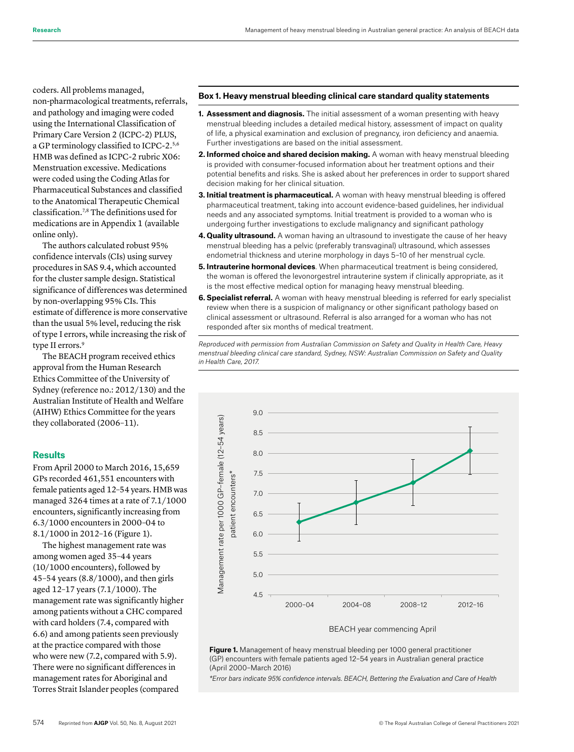coders. All problems managed, non-pharmacological treatments, referrals, and pathology and imaging were coded using the International Classification of Primary Care Version 2 (ICPC-2) PLUS, a GP terminology classified to ICPC-2.[5,6] HMB was defined as ICPC-2 rubric X06: Menstruation excessive. Medications were coded using the Coding Atlas for Pharmaceutical Substances and classified to the Anatomical Therapeutic Chemical classification.[7,8] The definitions used for medications are in Appendix 1 (available online only).

The authors calculated robust 95% confidence intervals (CIs) using survey procedures in SAS 9.4, which accounted for the cluster sample design. Statistical significance of differences was determined by non-overlapping 95% CIs. This estimate of difference is more conservative than the usual 5% level, reducing the risk of type I errors, while increasing the risk of type II errors.[9]

The BEACH program received ethics approval from the Human Research Ethics Committee of the University of Sydney (reference no.: 2012/130) and the Australian Institute of Health and Welfare (AIHW) Ethics Committee for the years they collaborated (2006–11).

## Results

From April 2000 to March 2016, 15,659 GPs recorded 461,551 encounters with female patients aged 12–54 years. HMB was managed 3264 times at a rate of 7.1/1000 encounters, significantly increasing from 6.3/1000 encounters in 2000–04 to 8.1/1000 in 2012–16 (Figure 1).

The highest management rate was among women aged 35–44 years (10/1000 encounters), followed by 45–54 years (8.8/1000), and then girls aged 12–17 years (7.1/1000). The management rate was significantly higher among patients without a CHC compared with card holders (7.4, compared with 6.6) and among patients seen previously at the practice compared with those who were new (7.2, compared with 5.9). There were no significant differences in management rates for Aboriginal and Torres Strait Islander peoples (compared

**Box 1. Heavy menstrual bleeding clinical care standard quality statements**

1. **Assessment and diagnosis.** The initial assessment of a woman presenting with heavy menstrual bleeding includes a detailed medical history, assessment of impact on quality of life, a physical examination and exclusion of pregnancy, iron deficiency and anaemia. Further investigations are based on the initial assessment.
2. **Informed choice and shared decision making.** A woman with heavy menstrual bleeding is provided with consumer-focused information about her treatment options and their potential benefits and risks. She is asked about her preferences in order to support shared decision making for her clinical situation.
3. **Initial treatment is pharmaceutical.** A woman with heavy menstrual bleeding is offered pharmaceutical treatment, taking into account evidence-based guidelines, her individual needs and any associated symptoms. Initial treatment is provided to a woman who is undergoing further investigations to exclude malignancy and significant pathology
4. **Quality ultrasound.** A woman having an ultrasound to investigate the cause of her heavy menstrual bleeding has a pelvic (preferably transvaginal) ultrasound, which assesses endometrial thickness and uterine morphology in days 5–10 of her menstrual cycle.
5. **Intrauterine hormonal devices**. When pharmaceutical treatment is being considered, the woman is offered the levonorgestrel intrauterine system if clinically appropriate, as it is the most effective medical option for managing heavy menstrual bleeding.
6. **Specialist referral.** A woman with heavy menstrual bleeding is referred for early specialist review when there is a suspicion of malignancy or other significant pathology based on clinical assessment or ultrasound. Referral is also arranged for a woman who has not responded after six months of medical treatment.

*Reproduced with permission from Australian Commission on Safety and Quality in Health Care, Heavy menstrual bleeding clinical care standard, Sydney, NSW: Australian Commission on Safety and Quality in Health Care, 2017.*

**Figure 1.** Management of heavy menstrual bleeding per 1000 general practitioner (GP) encounters with female patients aged 12–54 years in Australian general practice (April 2000–March 2016)

*\*Error bars indicate 95% confidence intervals. BEACH, Bettering the Evaluation and Care of Health*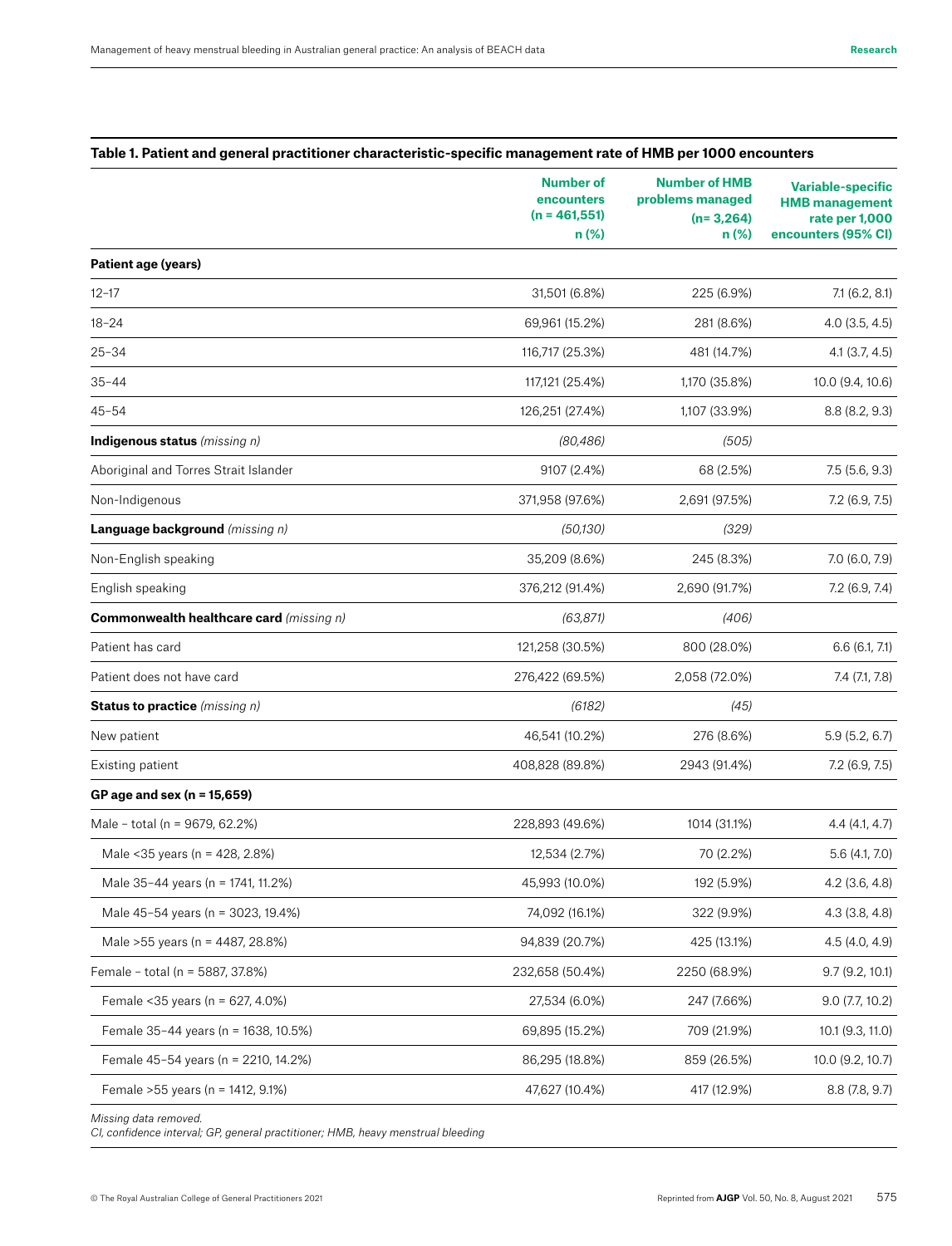**Table 1. Patient and general practitioner characteristic-specific management rate of HMB per 1000 encounters**

| | Number of encounters (n = 461,551) n (%) | Number of HMB problems managed (n= 3,264) n (%) | Variable-specific HMB management rate per 1,000 encounters (95% CI) |
|---|---|---|---|
| **Patient age (years)** | | | |
| 12–17 | 31,501 (6.8%) | 225 (6.9%) | 7.1 (6.2, 8.1) |
| 18–24 | 69,961 (15.2%) | 281 (8.6%) | 4.0 (3.5, 4.5) |
| 25–34 | 116,717 (25.3%) | 481 (14.7%) | 4.1 (3.7, 4.5) |
| 35–44 | 117,121 (25.4%) | 1,170 (35.8%) | 10.0 (9.4, 10.6) |
| 45–54 | 126,251 (27.4%) | 1,107 (33.9%) | 8.8 (8.2, 9.3) |
| **Indigenous status** *(missing n)* | *(80,486)* | *(505)* | |
| Aboriginal and Torres Strait Islander | 9107 (2.4%) | 68 (2.5%) | 7.5 (5.6, 9.3) |
| Non-Indigenous | 371,958 (97.6%) | 2,691 (97.5%) | 7.2 (6.9, 7.5) |
| **Language background** *(missing n)* | *(50,130)* | *(329)* | |
| Non-English speaking | 35,209 (8.6%) | 245 (8.3%) | 7.0 (6.0, 7.9) |
| English speaking | 376,212 (91.4%) | 2,690 (91.7%) | 7.2 (6.9, 7.4) |
| **Commonwealth healthcare card** *(missing n)* | *(63,871)* | *(406)* | |
| Patient has card | 121,258 (30.5%) | 800 (28.0%) | 6.6 (6.1, 7.1) |
| Patient does not have card | 276,422 (69.5%) | 2,058 (72.0%) | 7.4 (7.1, 7.8) |
| **Status to practice** *(missing n)* | *(6182)* | *(45)* | |
| New patient | 46,541 (10.2%) | 276 (8.6%) | 5.9 (5.2, 6.7) |
| Existing patient | 408,828 (89.8%) | 2943 (91.4%) | 7.2 (6.9, 7.5) |
| **GP age and sex (n = 15,659)** | | | |
| Male – total (n = 9679, 62.2%) | 228,893 (49.6%) | 1014 (31.1%) | 4.4 (4.1, 4.7) |
| Male <35 years (n = 428, 2.8%) | 12,534 (2.7%) | 70 (2.2%) | 5.6 (4.1, 7.0) |
| Male 35–44 years (n = 1741, 11.2%) | 45,993 (10.0%) | 192 (5.9%) | 4.2 (3.6, 4.8) |
| Male 45–54 years (n = 3023, 19.4%) | 74,092 (16.1%) | 322 (9.9%) | 4.3 (3.8, 4.8) |
| Male >55 years (n = 4487, 28.8%) | 94,839 (20.7%) | 425 (13.1%) | 4.5 (4.0, 4.9) |
| Female – total (n = 5887, 37.8%) | 232,658 (50.4%) | 2250 (68.9%) | 9.7 (9.2, 10.1) |
| Female <35 years (n = 627, 4.0%) | 27,534 (6.0%) | 247 (7.66%) | 9.0 (7.7, 10.2) |
| Female 35–44 years (n = 1638, 10.5%) | 69,895 (15.2%) | 709 (21.9%) | 10.1 (9.3, 11.0) |
| Female 45–54 years (n = 2210, 14.2%) | 86,295 (18.8%) | 859 (26.5%) | 10.0 (9.2, 10.7) |
| Female >55 years (n = 1412, 9.1%) | 47,627 (10.4%) | 417 (12.9%) | 8.8 (7.8, 9.7) |

*Missing data removed.*
*CI, confidence interval; GP, general practitioner; HMB, heavy menstrual bleeding*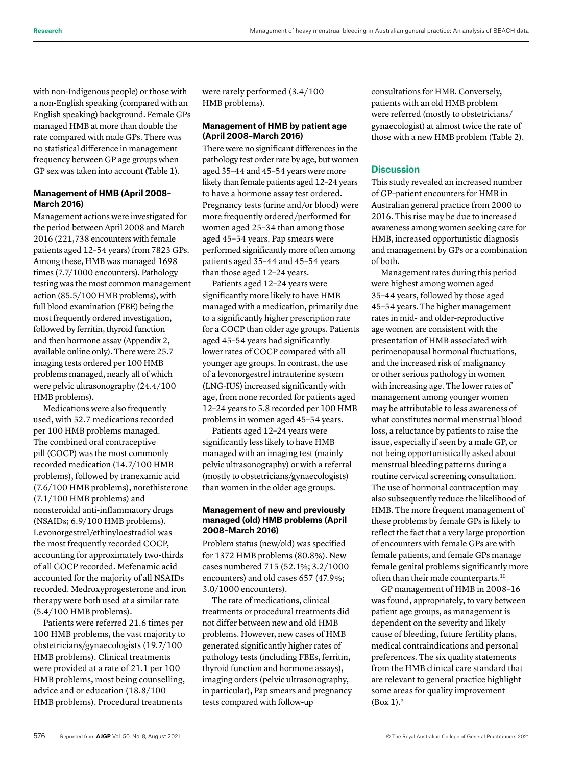with non-Indigenous people) or those with a non-English speaking (compared with an English speaking) background. Female GPs managed HMB at more than double the rate compared with male GPs. There was no statistical difference in management frequency between GP age groups when GP sex was taken into account (Table 1).

### Management of HMB (April 2008–March 2016)

Management actions were investigated for the period between April 2008 and March 2016 (221,738 encounters with female patients aged 12–54 years) from 7823 GPs. Among these, HMB was managed 1698 times (7.7/1000 encounters). Pathology testing was the most common management action (85.5/100 HMB problems), with full blood examination (FBE) being the most frequently ordered investigation, followed by ferritin, thyroid function and then hormone assay (Appendix 2, available online only). There were 25.7 imaging tests ordered per 100 HMB problems managed, nearly all of which were pelvic ultrasonography (24.4/100 HMB problems).

Medications were also frequently used, with 52.7 medications recorded per 100 HMB problems managed. The combined oral contraceptive pill (COCP) was the most commonly recorded medication (14.7/100 HMB problems), followed by tranexamic acid (7.6/100 HMB problems), norethisterone (7.1/100 HMB problems) and nonsteroidal anti-inflammatory drugs (NSAIDs; 6.9/100 HMB problems). Levonorgestrel/ethinyloestradiol was the most frequently recorded COCP, accounting for approximately two-thirds of all COCP recorded. Mefenamic acid accounted for the majority of all NSAIDs recorded. Medroxyprogesterone and iron therapy were both used at a similar rate (5.4/100 HMB problems).

Patients were referred 21.6 times per 100 HMB problems, the vast majority to obstetricians/gynaecologists (19.7/100 HMB problems). Clinical treatments were provided at a rate of 21.1 per 100 HMB problems, most being counselling, advice and or education (18.8/100 HMB problems). Procedural treatments were rarely performed (3.4/100 HMB problems).

### Management of HMB by patient age (April 2008–March 2016)

There were no significant differences in the pathology test order rate by age, but women aged 35–44 and 45–54 years were more likely than female patients aged 12–24 years to have a hormone assay test ordered. Pregnancy tests (urine and/or blood) were more frequently ordered/performed for women aged 25–34 than among those aged 45–54 years. Pap smears were performed significantly more often among patients aged 35–44 and 45–54 years than those aged 12–24 years.

Patients aged 12–24 years were significantly more likely to have HMB managed with a medication, primarily due to a significantly higher prescription rate for a COCP than older age groups. Patients aged 45–54 years had significantly lower rates of COCP compared with all younger age groups. In contrast, the use of a levonorgestrel intrauterine system (LNG-IUS) increased significantly with age, from none recorded for patients aged 12–24 years to 5.8 recorded per 100 HMB problems in women aged 45–54 years.

Patients aged 12–24 years were significantly less likely to have HMB managed with an imaging test (mainly pelvic ultrasonography) or with a referral (mostly to obstetricians/gynaecologists) than women in the older age groups.

### Management of new and previously managed (old) HMB problems (April 2008–March 2016)

Problem status (new/old) was specified for 1372 HMB problems (80.8%). New cases numbered 715 (52.1%; 3.2/1000 encounters) and old cases 657 (47.9%; 3.0/1000 encounters).

The rate of medications, clinical treatments or procedural treatments did not differ between new and old HMB problems. However, new cases of HMB generated significantly higher rates of pathology tests (including FBEs, ferritin, thyroid function and hormone assays), imaging orders (pelvic ultrasonography, in particular), Pap smears and pregnancy tests compared with follow-up consultations for HMB. Conversely, patients with an old HMB problem were referred (mostly to obstetricians/gynaecologist) at almost twice the rate of those with a new HMB problem (Table 2).

## Discussion

This study revealed an increased number of GP–patient encounters for HMB in Australian general practice from 2000 to 2016. This rise may be due to increased awareness among women seeking care for HMB, increased opportunistic diagnosis and management by GPs or a combination of both.

Management rates during this period were highest among women aged 35–44 years, followed by those aged 45–54 years. The higher management rates in mid- and older-reproductive age women are consistent with the presentation of HMB associated with perimenopausal hormonal fluctuations, and the increased risk of malignancy or other serious pathology in women with increasing age. The lower rates of management among younger women may be attributable to less awareness of what constitutes normal menstrual blood loss, a reluctance by patients to raise the issue, especially if seen by a male GP, or not being opportunistically asked about menstrual bleeding patterns during a routine cervical screening consultation. The use of hormonal contraception may also subsequently reduce the likelihood of HMB. The more frequent management of these problems by female GPs is likely to reflect the fact that a very large proportion of encounters with female GPs are with female patients, and female GPs manage female genital problems significantly more often than their male counterparts.[10]

GP management of HMB in 2008–16 was found, appropriately, to vary between patient age groups, as management is dependent on the severity and likely cause of bleeding, future fertility plans, medical contraindications and personal preferences. The six quality statements from the HMB clinical care standard that are relevant to general practice highlight some areas for quality improvement (Box 1).[3]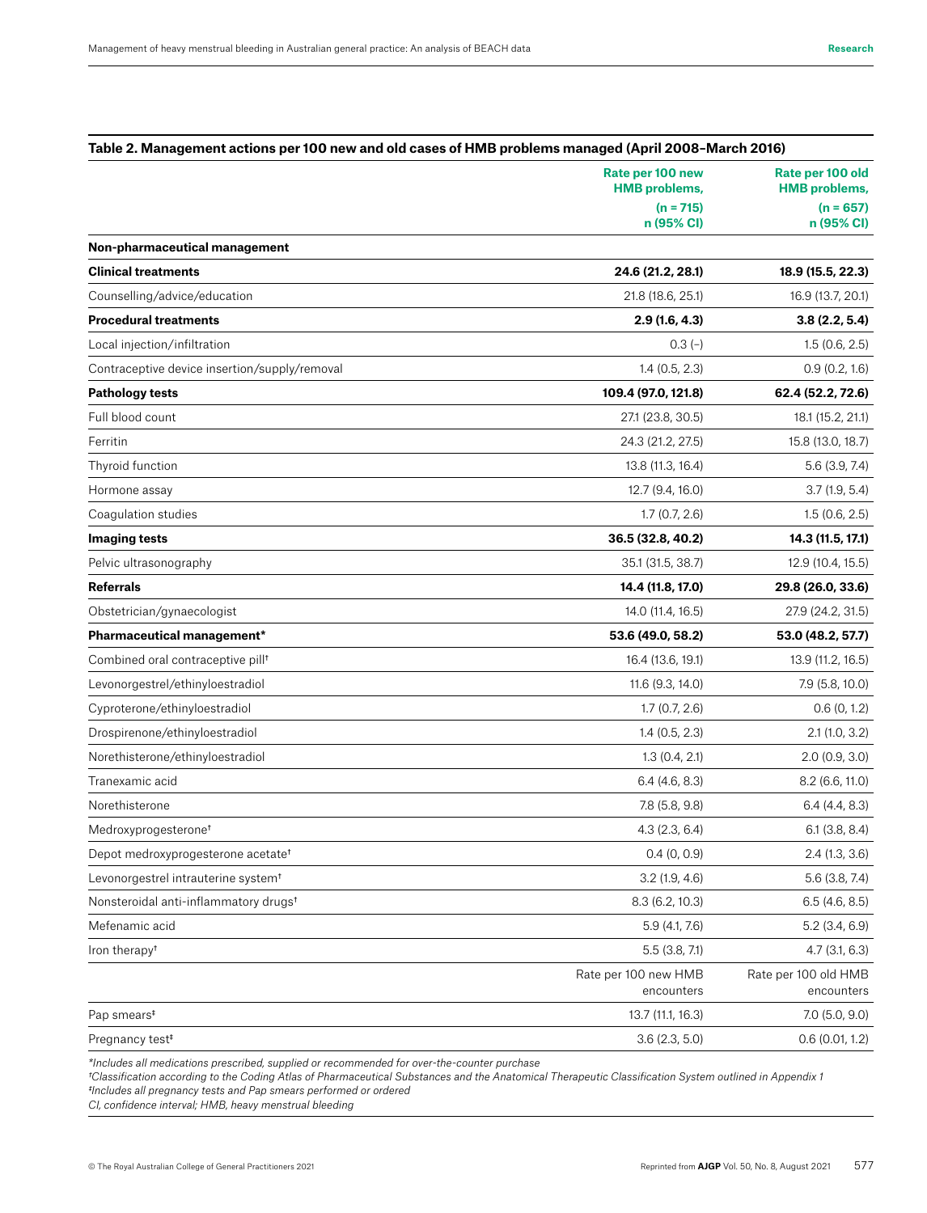**Table 2. Management actions per 100 new and old cases of HMB problems managed (April 2008–March 2016)**

| | Rate per 100 new HMB problems, (n = 715) n (95% CI) | Rate per 100 old HMB problems, (n = 657) n (95% CI) |
|---|---|---|
| **Non-pharmaceutical management** | | |
| **Clinical treatments** | **24.6 (21.2, 28.1)** | **18.9 (15.5, 22.3)** |
| Counselling/advice/education | 21.8 (18.6, 25.1) | 16.9 (13.7, 20.1) |
| **Procedural treatments** | **2.9 (1.6, 4.3)** | **3.8 (2.2, 5.4)** |
| Local injection/infiltration | 0.3 (–) | 1.5 (0.6, 2.5) |
| Contraceptive device insertion/supply/removal | 1.4 (0.5, 2.3) | 0.9 (0.2, 1.6) |
| **Pathology tests** | **109.4 (97.0, 121.8)** | **62.4 (52.2, 72.6)** |
| Full blood count | 27.1 (23.8, 30.5) | 18.1 (15.2, 21.1) |
| Ferritin | 24.3 (21.2, 27.5) | 15.8 (13.0, 18.7) |
| Thyroid function | 13.8 (11.3, 16.4) | 5.6 (3.9, 7.4) |
| Hormone assay | 12.7 (9.4, 16.0) | 3.7 (1.9, 5.4) |
| Coagulation studies | 1.7 (0.7, 2.6) | 1.5 (0.6, 2.5) |
| **Imaging tests** | **36.5 (32.8, 40.2)** | **14.3 (11.5, 17.1)** |
| Pelvic ultrasonography | 35.1 (31.5, 38.7) | 12.9 (10.4, 15.5) |
| **Referrals** | **14.4 (11.8, 17.0)** | **29.8 (26.0, 33.6)** |
| Obstetrician/gynaecologist | 14.0 (11.4, 16.5) | 27.9 (24.2, 31.5) |
| **Pharmaceutical management*** | **53.6 (49.0, 58.2)** | **53.0 (48.2, 57.7)** |
| Combined oral contraceptive pill† | 16.4 (13.6, 19.1) | 13.9 (11.2, 16.5) |
| Levonorgestrel/ethinyloestradiol | 11.6 (9.3, 14.0) | 7.9 (5.8, 10.0) |
| Cyproterone/ethinyloestradiol | 1.7 (0.7, 2.6) | 0.6 (0, 1.2) |
| Drospirenone/ethinyloestradiol | 1.4 (0.5, 2.3) | 2.1 (1.0, 3.2) |
| Norethisterone/ethinyloestradiol | 1.3 (0.4, 2.1) | 2.0 (0.9, 3.0) |
| Tranexamic acid | 6.4 (4.6, 8.3) | 8.2 (6.6, 11.0) |
| Norethisterone | 7.8 (5.8, 9.8) | 6.4 (4.4, 8.3) |
| Medroxyprogesterone† | 4.3 (2.3, 6.4) | 6.1 (3.8, 8.4) |
| Depot medroxyprogesterone acetate† | 0.4 (0, 0.9) | 2.4 (1.3, 3.6) |
| Levonorgestrel intrauterine system† | 3.2 (1.9, 4.6) | 5.6 (3.8, 7.4) |
| Nonsteroidal anti-inflammatory drugs† | 8.3 (6.2, 10.3) | 6.5 (4.6, 8.5) |
| Mefenamic acid | 5.9 (4.1, 7.6) | 5.2 (3.4, 6.9) |
| Iron therapy† | 5.5 (3.8, 7.1) | 4.7 (3.1, 6.3) |
| | Rate per 100 new HMB encounters | Rate per 100 old HMB encounters |
| Pap smears‡ | 13.7 (11.1, 16.3) | 7.0 (5.0, 9.0) |
| Pregnancy test‡ | 3.6 (2.3, 5.0) | 0.6 (0.01, 1.2) |

*Includes all medications prescribed, supplied or recommended for over-the-counter purchase*
*†Classification according to the Coding Atlas of Pharmaceutical Substances and the Anatomical Therapeutic Classification System outlined in Appendix 1*
*‡Includes all pregnancy tests and Pap smears performed or ordered*
*CI, confidence interval; HMB, heavy menstrual bleeding*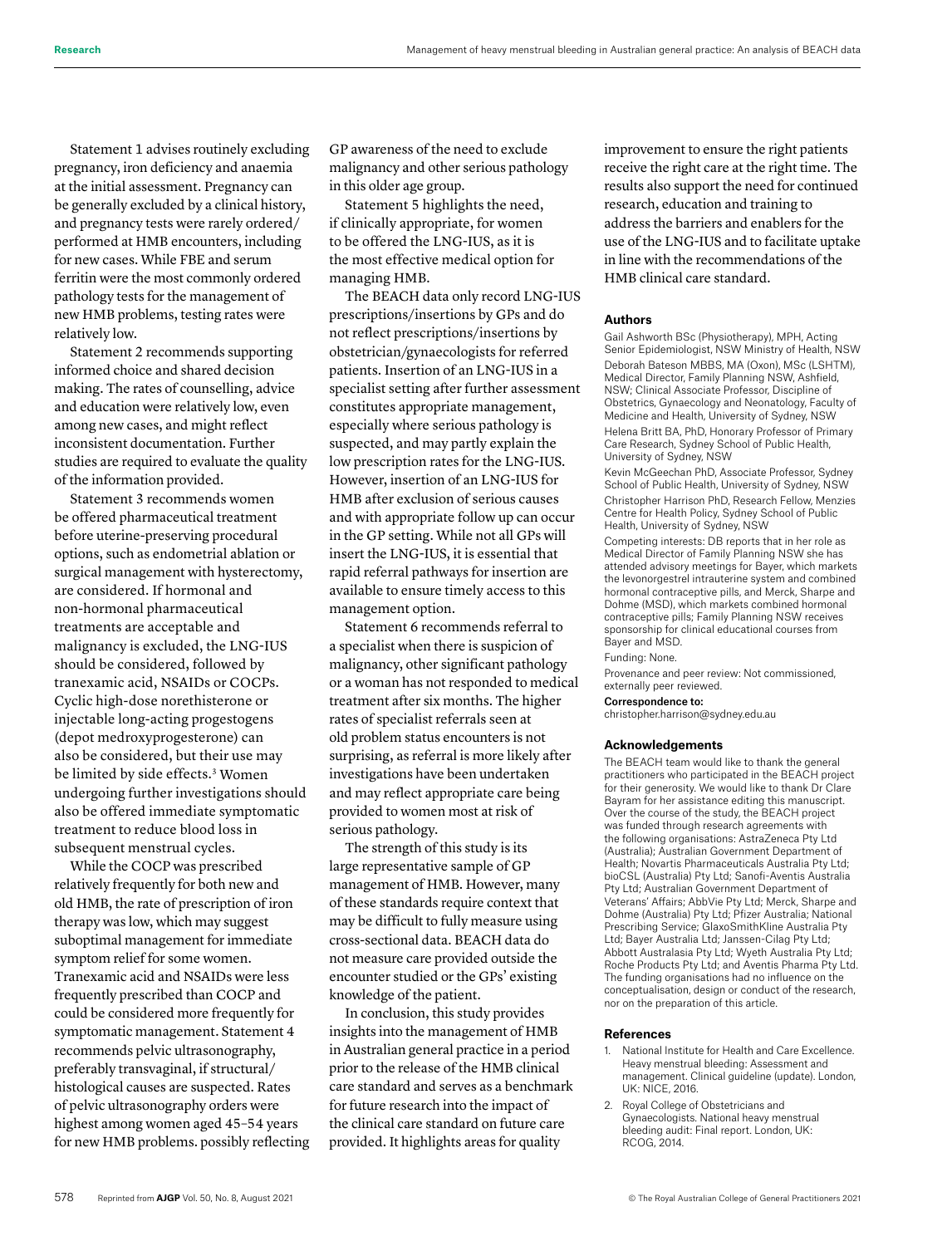Statement 1 advises routinely excluding pregnancy, iron deficiency and anaemia at the initial assessment. Pregnancy can be generally excluded by a clinical history, and pregnancy tests were rarely ordered/performed at HMB encounters, including for new cases. While FBE and serum ferritin were the most commonly ordered pathology tests for the management of new HMB problems, testing rates were relatively low.

Statement 2 recommends supporting informed choice and shared decision making. The rates of counselling, advice and education were relatively low, even among new cases, and might reflect inconsistent documentation. Further studies are required to evaluate the quality of the information provided.

Statement 3 recommends women be offered pharmaceutical treatment before uterine-preserving procedural options, such as endometrial ablation or surgical management with hysterectomy, are considered. If hormonal and non-hormonal pharmaceutical treatments are acceptable and malignancy is excluded, the LNG-IUS should be considered, followed by tranexamic acid, NSAIDs or COCPs. Cyclic high-dose norethisterone or injectable long-acting progestogens (depot medroxyprogesterone) can also be considered, but their use may be limited by side effects.[3] Women undergoing further investigations should also be offered immediate symptomatic treatment to reduce blood loss in subsequent menstrual cycles.

While the COCP was prescribed relatively frequently for both new and old HMB, the rate of prescription of iron therapy was low, which may suggest suboptimal management for immediate symptom relief for some women. Tranexamic acid and NSAIDs were less frequently prescribed than COCP and could be considered more frequently for symptomatic management. Statement 4 recommends pelvic ultrasonography, preferably transvaginal, if structural/histological causes are suspected. Rates of pelvic ultrasonography orders were highest among women aged 45–54 years for new HMB problems. possibly reflecting GP awareness of the need to exclude malignancy and other serious pathology in this older age group.

Statement 5 highlights the need, if clinically appropriate, for women to be offered the LNG-IUS, as it is the most effective medical option for managing HMB.

The BEACH data only record LNG-IUS prescriptions/insertions by GPs and do not reflect prescriptions/insertions by obstetrician/gynaecologists for referred patients. Insertion of an LNG-IUS in a specialist setting after further assessment constitutes appropriate management, especially where serious pathology is suspected, and may partly explain the low prescription rates for the LNG-IUS. However, insertion of an LNG-IUS for HMB after exclusion of serious causes and with appropriate follow up can occur in the GP setting. While not all GPs will insert the LNG-IUS, it is essential that rapid referral pathways for insertion are available to ensure timely access to this management option.

Statement 6 recommends referral to a specialist when there is suspicion of malignancy, other significant pathology or a woman has not responded to medical treatment after six months. The higher rates of specialist referrals seen at old problem status encounters is not surprising, as referral is more likely after investigations have been undertaken and may reflect appropriate care being provided to women most at risk of serious pathology.

The strength of this study is its large representative sample of GP management of HMB. However, many of these standards require context that may be difficult to fully measure using cross-sectional data. BEACH data do not measure care provided outside the encounter studied or the GPs' existing knowledge of the patient.

In conclusion, this study provides insights into the management of HMB in Australian general practice in a period prior to the release of the HMB clinical care standard and serves as a benchmark for future research into the impact of the clinical care standard on future care provided. It highlights areas for quality improvement to ensure the right patients receive the right care at the right time. The results also support the need for continued research, education and training to address the barriers and enablers for the use of the LNG-IUS and to facilitate uptake in line with the recommendations of the HMB clinical care standard.

#### Authors

Gail Ashworth BSc (Physiotherapy), MPH, Acting Senior Epidemiologist, NSW Ministry of Health, NSW

Deborah Bateson MBBS, MA (Oxon), MSc (LSHTM), Medical Director, Family Planning NSW, Ashfield, NSW; Clinical Associate Professor, Discipline of Obstetrics, Gynaecology and Neonatology, Faculty of Medicine and Health, University of Sydney, NSW

Helena Britt BA, PhD, Honorary Professor of Primary Care Research, Sydney School of Public Health, University of Sydney, NSW

Kevin McGeechan PhD, Associate Professor, Sydney School of Public Health, University of Sydney, NSW

Christopher Harrison PhD, Research Fellow, Menzies Centre for Health Policy, Sydney School of Public Health, University of Sydney, NSW

Competing interests: DB reports that in her role as Medical Director of Family Planning NSW she has attended advisory meetings for Bayer, which markets the levonorgestrel intrauterine system and combined hormonal contraceptive pills, and Merck, Sharpe and Dohme (MSD), which markets combined hormonal contraceptive pills; Family Planning NSW receives sponsorship for clinical educational courses from Bayer and MSD.

Funding: None.

Provenance and peer review: Not commissioned, externally peer reviewed.

**Correspondence to:**
christopher.harrison@sydney.edu.au

#### Acknowledgements

The BEACH team would like to thank the general practitioners who participated in the BEACH project for their generosity. We would like to thank Dr Clare Bayram for her assistance editing this manuscript. Over the course of the study, the BEACH project was funded through research agreements with the following organisations: AstraZeneca Pty Ltd (Australia); Australian Government Department of Health; Novartis Pharmaceuticals Australia Pty Ltd; bioCSL (Australia) Pty Ltd; Sanofi-Aventis Australia Pty Ltd; Australian Government Department of Veterans' Affairs; AbbVie Pty Ltd; Merck, Sharpe and Dohme (Australia) Pty Ltd; Pfizer Australia; National Prescribing Service; GlaxoSmithKline Australia Pty Ltd; Bayer Australia Ltd; Janssen-Cilag Pty Ltd; Abbott Australasia Pty Ltd; Wyeth Australia Pty Ltd; Roche Products Pty Ltd; and Aventis Pharma Pty Ltd. The funding organisations had no influence on the conceptualisation, design or conduct of the research, nor on the preparation of this article.

#### References

1. National Institute for Health and Care Excellence. Heavy menstrual bleeding: Assessment and management. Clinical guideline (update). London, UK: NICE, 2016.
2. Royal College of Obstetricians and Gynaecologists. National heavy menstrual bleeding audit: Final report. London, UK: RCOG, 2014.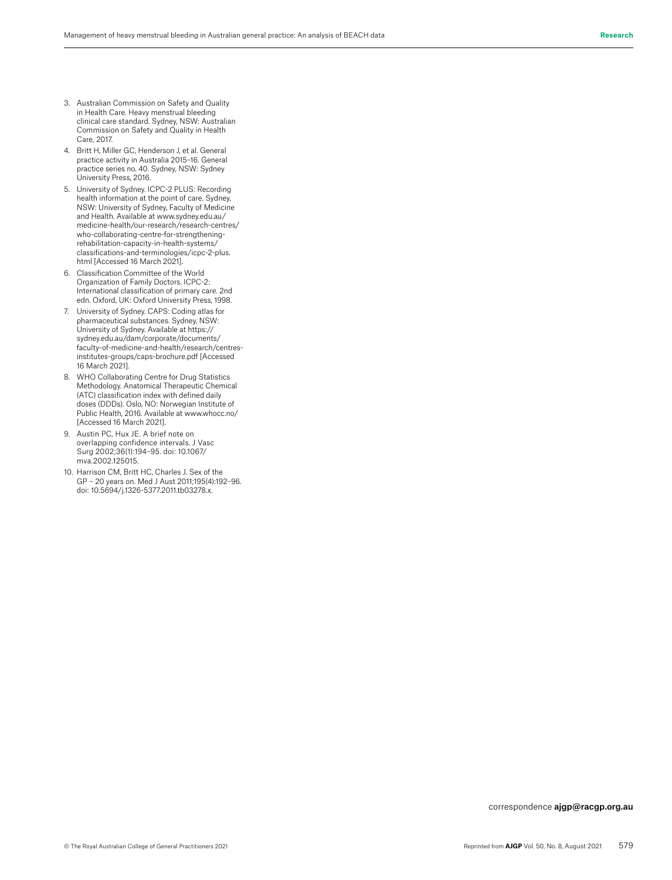3. Australian Commission on Safety and Quality in Health Care. Heavy menstrual bleeding clinical care standard. Sydney, NSW: Australian Commission on Safety and Quality in Health Care, 2017.
4. Britt H, Miller GC, Henderson J, et al. General practice activity in Australia 2015–16. General practice series no. 40. Sydney, NSW: Sydney University Press, 2016.
5. University of Sydney. ICPC-2 PLUS: Recording health information at the point of care. Sydney, NSW: University of Sydney, Faculty of Medicine and Health. Available at www.sydney.edu.au/medicine-health/our-research/research-centres/who-collaborating-centre-for-strengthening-rehabilitation-capacity-in-health-systems/classifications-and-terminologies/icpc-2-plus.html [Accessed 16 March 2021].
6. Classification Committee of the World Organization of Family Doctors. ICPC-2: International classification of primary care. 2nd edn. Oxford, UK: Oxford University Press, 1998.
7. University of Sydney. CAPS: Coding atlas for pharmaceutical substances. Sydney, NSW: University of Sydney. Available at https://sydney.edu.au/dam/corporate/documents/faculty-of-medicine-and-health/research/centres-institutes-groups/caps-brochure.pdf [Accessed 16 March 2021].
8. WHO Collaborating Centre for Drug Statistics Methodology. Anatomical Therapeutic Chemical (ATC) classification index with defined daily doses (DDDs). Oslo, NO: Norwegian Institute of Public Health, 2016. Available at www.whocc.no/ [Accessed 16 March 2021].
9. Austin PC, Hux JE. A brief note on overlapping confidence intervals. J Vasc Surg 2002;36(1):194–95. doi: 10.1067/mva.2002.125015.
10. Harrison CM, Britt HC, Charles J. Sex of the GP – 20 years on. Med J Aust 2011;195(4):192–96. doi: 10.5694/j.1326-5377.2011.tb03278.x.

correspondence **ajgp@racgp.org.au**